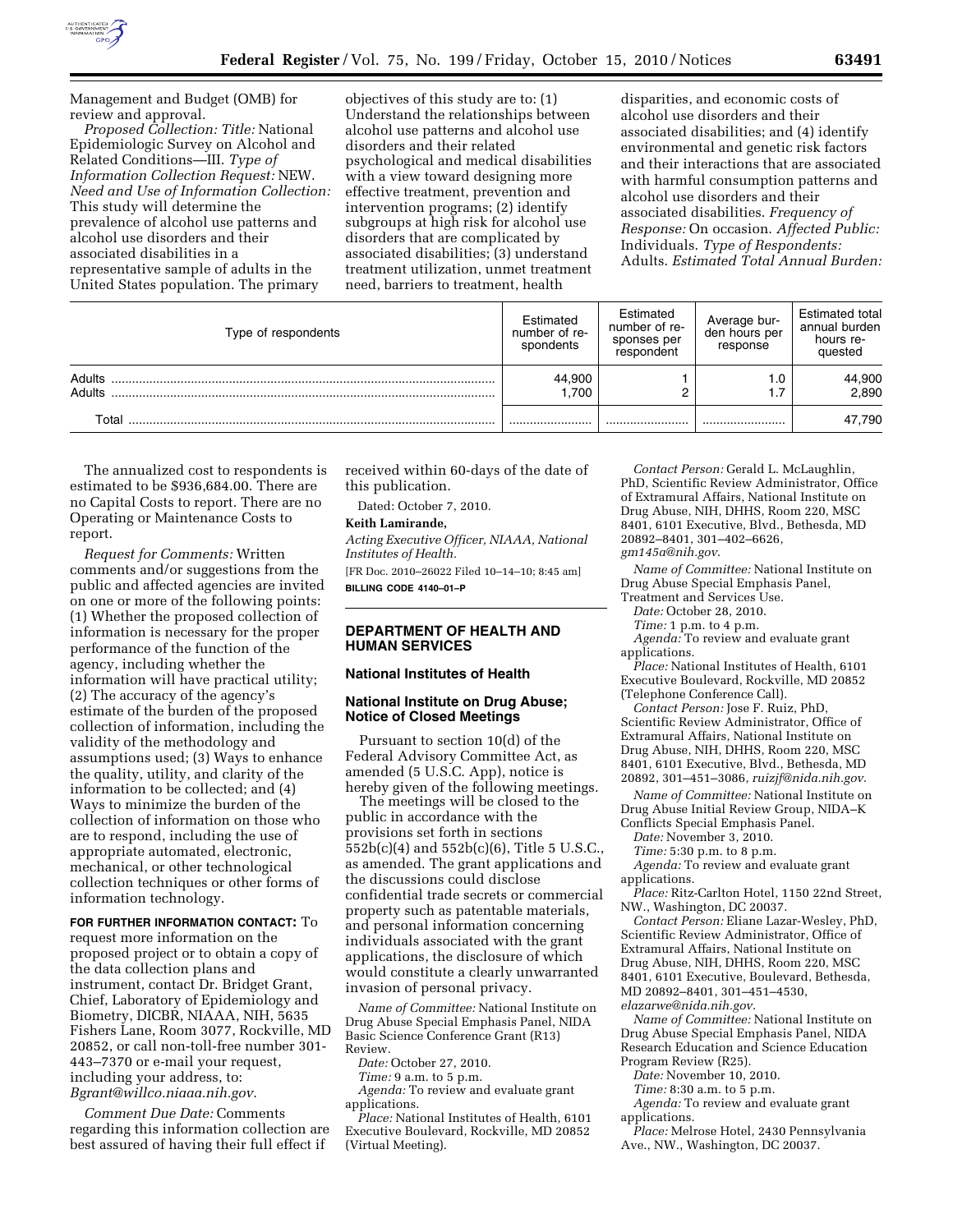Management and Budget (OMB) for review and approval.

*Proposed Collection: Title:* National Epidemiologic Survey on Alcohol and Related Conditions—III. *Type of Information Collection Request:* NEW. *Need and Use of Information Collection:* This study will determine the prevalence of alcohol use patterns and alcohol use disorders and their associated disabilities in a representative sample of adults in the United States population. The primary objectives of this study are to: (1) Understand the relationships between alcohol use patterns and alcohol use disorders and their related psychological and medical disabilities with a view toward designing more effective treatment, prevention and intervention programs; (2) identify subgroups at high risk for alcohol use disorders that are complicated by associated disabilities; (3) understand treatment utilization, unmet treatment need, barriers to treatment, health disparities, and economic costs of alcohol use disorders and their associated disabilities; and (4) identify environmental and genetic risk factors and their interactions that are associated with harmful consumption patterns and alcohol use disorders and their associated disabilities. *Frequency of Response:* On occasion. *Affected Public:* Individuals. *Type of Respondents:* Adults. *Estimated Total Annual Burden:*

| Type of respondents | Estimated number of respondents | Estimated number of responses per respondent | Average burden hours per response | Estimated total annual burden hours requested |
|---|---|---|---|---|
| Adults | 44,900 | 1 | 1.0 | 44,900 |
| Adults | 1,700 | 2 | 1.7 | 2,890 |
| Total | | | | 47,790 |

The annualized cost to respondents is estimated to be $936,684.00. There are no Capital Costs to report. There are no Operating or Maintenance Costs to report.

*Request for Comments:* Written comments and/or suggestions from the public and affected agencies are invited on one or more of the following points: (1) Whether the proposed collection of information is necessary for the proper performance of the function of the agency, including whether the information will have practical utility; (2) The accuracy of the agency's estimate of the burden of the proposed collection of information, including the validity of the methodology and assumptions used; (3) Ways to enhance the quality, utility, and clarity of the information to be collected; and (4) Ways to minimize the burden of the collection of information on those who are to respond, including the use of appropriate automated, electronic, mechanical, or other technological collection techniques or other forms of information technology.

**FOR FURTHER INFORMATION CONTACT:** To request more information on the proposed project or to obtain a copy of the data collection plans and instrument, contact Dr. Bridget Grant, Chief, Laboratory of Epidemiology and Biometry, DICBR, NIAAA, NIH, 5635 Fishers Lane, Room 3077, Rockville, MD 20852, or call non-toll-free number 301-443–7370 or e-mail your request, including your address, to: *Bgrant@willco.niaaa.nih.gov*.

*Comment Due Date:* Comments regarding this information collection are best assured of having their full effect if received within 60-days of the date of this publication.

Dated: October 7, 2010.

**Keith Lamirande,**

*Acting Executive Officer, NIAAA, National Institutes of Health.*

[FR Doc. 2010–26022 Filed 10–14–10; 8:45 am]

**BILLING CODE 4140–01–P**

## DEPARTMENT OF HEALTH AND HUMAN SERVICES

### National Institutes of Health

### National Institute on Drug Abuse; Notice of Closed Meetings

Pursuant to section 10(d) of the Federal Advisory Committee Act, as amended (5 U.S.C. App), notice is hereby given of the following meetings.

The meetings will be closed to the public in accordance with the provisions set forth in sections 552b(c)(4) and 552b(c)(6), Title 5 U.S.C., as amended. The grant applications and the discussions could disclose confidential trade secrets or commercial property such as patentable materials, and personal information concerning individuals associated with the grant applications, the disclosure of which would constitute a clearly unwarranted invasion of personal privacy.

*Name of Committee:* National Institute on Drug Abuse Special Emphasis Panel, NIDA Basic Science Conference Grant (R13) Review.

*Date:* October 27, 2010.

*Time:* 9 a.m. to 5 p.m.

*Agenda:* To review and evaluate grant applications.

*Place:* National Institutes of Health, 6101 Executive Boulevard, Rockville, MD 20852 (Virtual Meeting).

*Contact Person:* Gerald L. McLaughlin, PhD, Scientific Review Administrator, Office of Extramural Affairs, National Institute on Drug Abuse, NIH, DHHS, Room 220, MSC 8401, 6101 Executive, Blvd., Bethesda, MD 20892–8401, 301–402–6626, *gm145a@nih.gov*.

*Name of Committee:* National Institute on Drug Abuse Special Emphasis Panel, Treatment and Services Use.

*Date:* October 28, 2010.

*Time:* 1 p.m. to 4 p.m.

*Agenda:* To review and evaluate grant applications.

*Place:* National Institutes of Health, 6101 Executive Boulevard, Rockville, MD 20852 (Telephone Conference Call).

*Contact Person:* Jose F. Ruiz, PhD, Scientific Review Administrator, Office of Extramural Affairs, National Institute on Drug Abuse, NIH, DHHS, Room 220, MSC 8401, 6101 Executive, Blvd., Bethesda, MD 20892, 301–451–3086, *ruizjf@nida.nih.gov.*

*Name of Committee:* National Institute on Drug Abuse Initial Review Group, NIDA–K Conflicts Special Emphasis Panel.

*Date:* November 3, 2010.

*Time:* 5:30 p.m. to 8 p.m.

*Agenda:* To review and evaluate grant applications.

*Place:* Ritz-Carlton Hotel, 1150 22nd Street, NW., Washington, DC 20037.

*Contact Person:* Eliane Lazar-Wesley, PhD, Scientific Review Administrator, Office of Extramural Affairs, National Institute on Drug Abuse, NIH, DHHS, Room 220, MSC 8401, 6101 Executive, Boulevard, Bethesda, MD 20892–8401, 301–451–4530, *elazarwe@nida.nih.gov*.

*Name of Committee:* National Institute on Drug Abuse Special Emphasis Panel, NIDA Research Education and Science Education Program Review (R25).

*Date:* November 10, 2010.

*Time:* 8:30 a.m. to 5 p.m.

*Agenda:* To review and evaluate grant applications.

*Place:* Melrose Hotel, 2430 Pennsylvania Ave., NW., Washington, DC 20037.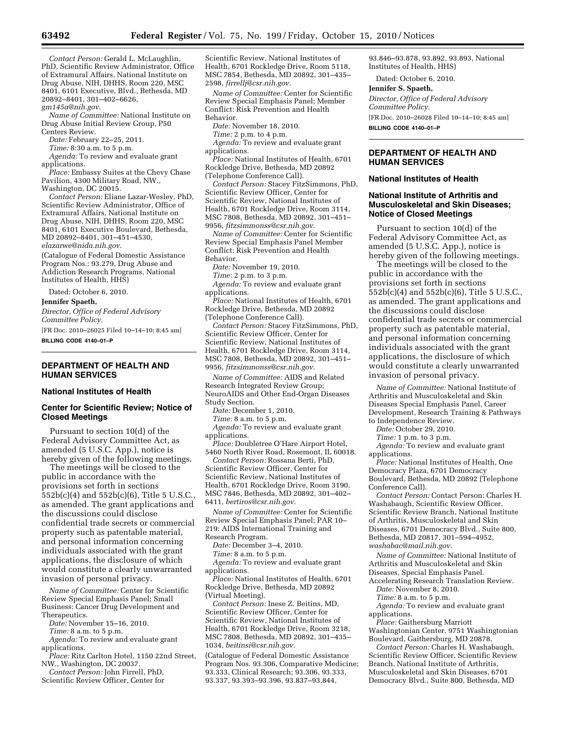*Contact Person:* Gerald L. McLaughlin, PhD, Scientific Review Administrator, Office of Extramural Affairs, National Institute on Drug Abuse, NIH, DHHS, Room 220, MSC 8401, 6101 Executive, Blvd., Bethesda, MD 20892–8401, 301–402–6626, *gm145a@nih.gov.*

*Name of Committee:* National Institute on Drug Abuse Initial Review Group, P50 Centers Review.

*Date:* February 22–25, 2011.

*Time:* 8:30 a.m. to 5 p.m.

*Agenda:* To review and evaluate grant applications.

*Place:* Embassy Suites at the Chevy Chase Pavilion, 4300 Military Road, NW., Washington, DC 20015.

*Contact Person:* Eliane Lazar-Wesley, PhD, Scientific Review Administrator, Office of Extramural Affairs, National Institute on Drug Abuse, NIH, DHHS, Room 220, MSC 8401, 6101 Executive Boulevard, Bethesda, MD 20892–8401, 301–451–4530, *elazarwe@nida.nih.gov.*

(Catalogue of Federal Domestic Assistance Program Nos.: 93.279, Drug Abuse and Addiction Research Programs, National Institutes of Health, HHS)

Dated: October 6, 2010.

**Jennifer Spaeth,**

*Director, Office of Federal Advisory Committee Policy.*

[FR Doc. 2010–26025 Filed 10–14–10; 8:45 am]

**BILLING CODE 4140–01–P**

## DEPARTMENT OF HEALTH AND HUMAN SERVICES

### National Institutes of Health

### Center for Scientific Review; Notice of Closed Meetings

Pursuant to section 10(d) of the Federal Advisory Committee Act, as amended (5 U.S.C. App.), notice is hereby given of the following meetings.

The meetings will be closed to the public in accordance with the provisions set forth in sections 552b(c)(4) and 552b(c)(6), Title 5 U.S.C., as amended. The grant applications and the discussions could disclose confidential trade secrets or commercial property such as patentable material, and personal information concerning individuals associated with the grant applications, the disclosure of which would constitute a clearly unwarranted invasion of personal privacy.

*Name of Committee:* Center for Scientific Review Special Emphasis Panel; Small Business: Cancer Drug Development and Therapeutics.

*Date:* November 15–16, 2010.

*Time:* 8 a.m. to 5 p.m.

*Agenda:* To review and evaluate grant applications.

*Place:* Ritz Carlton Hotel, 1150 22nd Street, NW., Washington, DC 20037.

*Contact Person:* John Firrell, PhD, Scientific Review Officer, Center for Scientific Review, National Institutes of Health, 6701 Rockledge Drive, Room 5118, MSC 7854, Bethesda, MD 20892, 301–435–2598, *firrellj@csr.nih.gov.*

*Name of Committee:* Center for Scientific Review Special Emphasis Panel; Member Conflict: Risk Prevention and Health Behavior.

*Date:* November 18, 2010.

*Time:* 2 p.m. to 4 p.m.

*Agenda:* To review and evaluate grant applications.

*Place:* National Institutes of Health, 6701 Rockledge Drive, Bethesda, MD 20892 (Telephone Conference Call).

*Contact Person:* Stacey FitzSimmons, PhD, Scientific Review Officer, Center for Scientific Review, National Institutes of Health, 6701 Rockledge Drive, Room 3114, MSC 7808, Bethesda, MD 20892, 301–451–9956, *fitzsimmonss@csr.nih.gov.*

*Name of Committee:* Center for Scientific Review Special Emphasis Panel Member Conflict: Risk Prevention and Health Behavior.

*Date:* November 19, 2010.

*Time:* 2 p.m. to 3 p.m.

*Agenda:* To review and evaluate grant applications.

*Place:* National Institutes of Health, 6701 Rockledge Drive, Bethesda, MD 20892 (Telephone Conference Call).

*Contact Person:* Stacey FitzSimmons, PhD, Scientific Review Officer, Center for Scientific Review, National Institutes of Health, 6701 Rockledge Drive, Room 3114, MSC 7808, Bethesda, MD 20892, 301–451–9956, *fitzsimmonss@csr.nih.gov.*

*Name of Committee:* AIDS and Related Research Integrated Review Group; NeuroAIDS and Other End-Organ Diseases Study Section.

*Date:* December 1, 2010.

*Time:* 8 a.m. to 5 p.m.

*Agenda:* To review and evaluate grant applications.

*Place:* Doubletree O'Hare Airport Hotel, 5460 North River Road, Rosemont, IL 60018.

*Contact Person:* Rossana Berti, PhD, Scientific Review Officer, Center for Scientific Review, National Institutes of Health, 6701 Rockledge Drive, Room 3190, MSC 7846, Bethesda, MD 20892, 301–402–6411, *bertiros@csr.nih.gov.*

*Name of Committee:* Center for Scientific Review Special Emphasis Panel; PAR 10–219: AIDS International Training and Research Program.

*Date:* December 3–4, 2010.

*Time:* 8 a.m. to 5 p.m.

*Agenda:* To review and evaluate grant applications.

*Place:* National Institutes of Health, 6701 Rockledge Drive, Bethesda, MD 20892 (Virtual Meeting).

*Contact Person:* Inese Z. Beitins, MD, Scientific Review Officer, Center for Scientific Review, National Institutes of Health, 6701 Rockledge Drive, Room 3218, MSC 7808, Bethesda, MD 20892, 301–435–1034, *beitinsi@csr.nih.gov.*

(Catalogue of Federal Domestic Assistance Program Nos. 93.306, Comparative Medicine; 93.333, Clinical Research; 93.306, 93.333, 93.337, 93.393–93.396, 93.837–93.844, 93.846–93.878, 93.892, 93.893, National Institutes of Health, HHS)

Dated: October 6, 2010.

**Jennifer S. Spaeth,**

*Director, Office of Federal Advisory Committee Policy.*

[FR Doc. 2010–26028 Filed 10–14–10; 8:45 am]

**BILLING CODE 4140–01–P**

## DEPARTMENT OF HEALTH AND HUMAN SERVICES

### National Institutes of Health

### National Institute of Arthritis and Musculoskeletal and Skin Diseases; Notice of Closed Meetings

Pursuant to section 10(d) of the Federal Advisory Committee Act, as amended (5 U.S.C. App.), notice is hereby given of the following meetings.

The meetings will be closed to the public in accordance with the provisions set forth in sections 552b(c)(4) and 552b(c)(6), Title 5 U.S.C., as amended. The grant applications and the discussions could disclose confidential trade secrets or commercial property such as patentable material, and personal information concerning individuals associated with the grant applications, the disclosure of which would constitute a clearly unwarranted invasion of personal privacy.

*Name of Committee:* National Institute of Arthritis and Musculoskeletal and Skin Diseases Special Emphasis Panel, Career Development, Research Training & Pathways to Independence Review.

*Date:* October 29, 2010.

*Time:* 1 p.m. to 3 p.m.

*Agenda:* To review and evaluate grant applications.

*Place:* National Institutes of Health, One Democracy Plaza, 6701 Democracy Boulevard, Bethesda, MD 20892 (Telephone Conference Call).

*Contact Person:* Contact Person: Charles H. Washabaugh, Scientific Review Officer, Scientific Review Branch, National Institute of Arthritis, Musculoskeletal and Skin Diseases, 6701 Democracy Blvd., Suite 800, Bethesda, MD 20817, 301–594–4952, *washabac@mail.nih.gov.*

*Name of Committee:* National Institute of Arthritis and Musculoskeletal and Skin Diseases, Special Emphasis Panel. Accelerating Research Translation Review.

*Date:* November 8, 2010.

*Time:* 8 a.m. to 5 p.m.

*Agenda:* To review and evaluate grant applications.

*Place:* Gaithersburg Marriott Washingtonian Center, 9751 Washingtonian Boulevard, Gaithersburg, MD 20878.

*Contact Person:* Charles H. Washabaugh, Scientific Review Officer, Scientific Review Branch, National Institute of Arthritis, Musculoskeletal and Skin Diseases, 6701 Democracy Blvd., Suite 800, Bethesda, MD